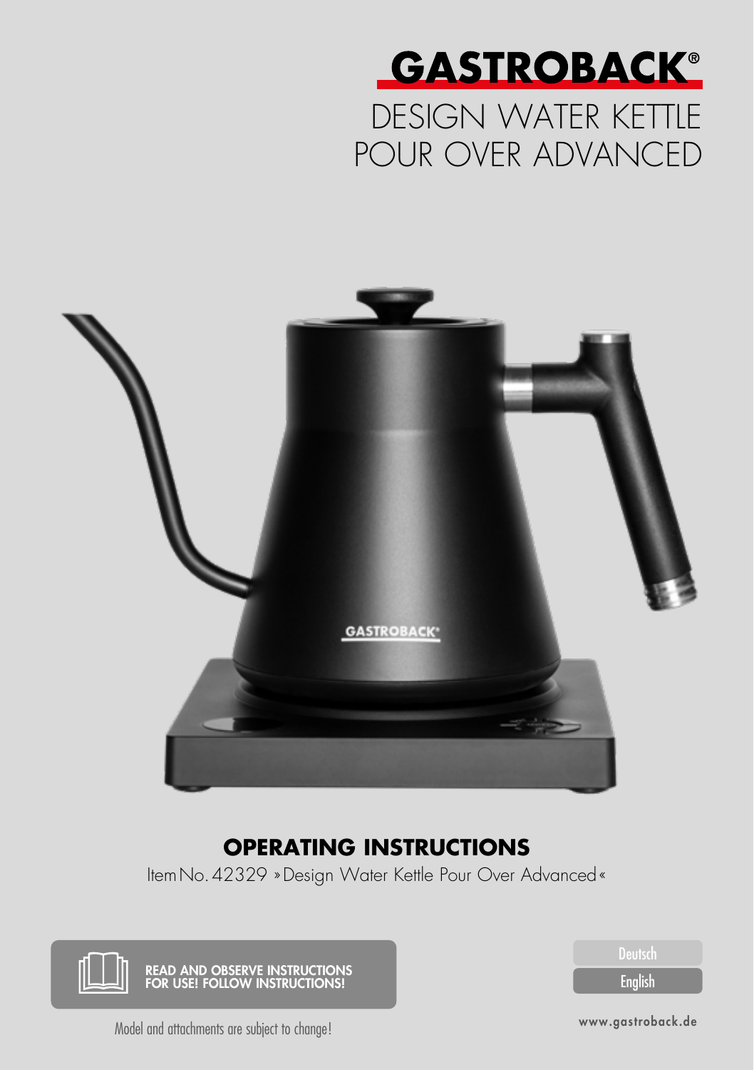# GASTROBACK®

## DESIGN WATER KETTLE POUR OVER ADVANCED

## OPERATING INSTRUCTIONS

Item No. 42329 »Design Water Kettle Pour Over Advanced«

READ AND OBSERVE INSTRUCTIONS FOR USE! FOLLOW INSTRUCTIONS!

Deutsch

English

Model and attachments are subject to change!

www.gastroback.de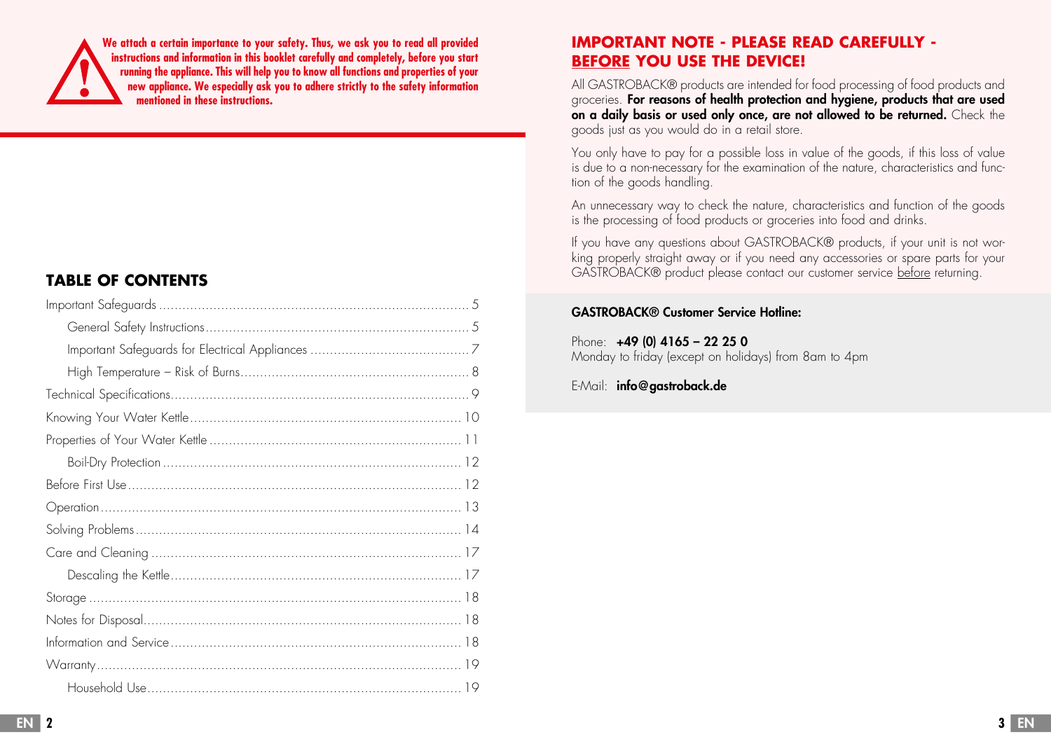**We attach a certain importance to your safety. Thus, we ask you to read all provided instructions and information in this booklet carefully and completely, before you start running the appliance. This will help you to know all functions and properties of your new appliance. We especially ask you to adhere strictly to the safety information mentioned in these instructions.**

## TABLE OF CONTENTS

| | |
|---|---|
| Important Safeguards | 5 |
| General Safety Instructions | 5 |
| Important Safeguards for Electrical Appliances | 7 |
| High Temperature – Risk of Burns | 8 |
| Technical Specifications | 9 |
| Knowing Your Water Kettle | 10 |
| Properties of Your Water Kettle | 11 |
| Boil-Dry Protection | 12 |
| Before First Use | 12 |
| Operation | 13 |
| Solving Problems | 14 |
| Care and Cleaning | 17 |
| Descaling the Kettle | 17 |
| Storage | 18 |
| Notes for Disposal | 18 |
| Information and Service | 18 |
| Warranty | 19 |
| Household Use | 19 |

## IMPORTANT NOTE - PLEASE READ CAREFULLY - BEFORE YOU USE THE DEVICE!

All GASTROBACK® products are intended for food processing of food products and groceries. **For reasons of health protection and hygiene, products that are used on a daily basis or used only once, are not allowed to be returned.** Check the goods just as you would do in a retail store.

You only have to pay for a possible loss in value of the goods, if this loss of value is due to a non-necessary for the examination of the nature, characteristics and function of the goods handling.

An unnecessary way to check the nature, characteristics and function of the goods is the processing of food products or groceries into food and drinks.

If you have any questions about GASTROBACK® products, if your unit is not working properly straight away or if you need any accessories or spare parts for your GASTROBACK® product please contact our customer service before returning.

**GASTROBACK® Customer Service Hotline:**

Phone: **+49 (0) 4165 – 22 25 0**
Monday to friday (except on holidays) from 8am to 4pm

E-Mail: **info@gastroback.de**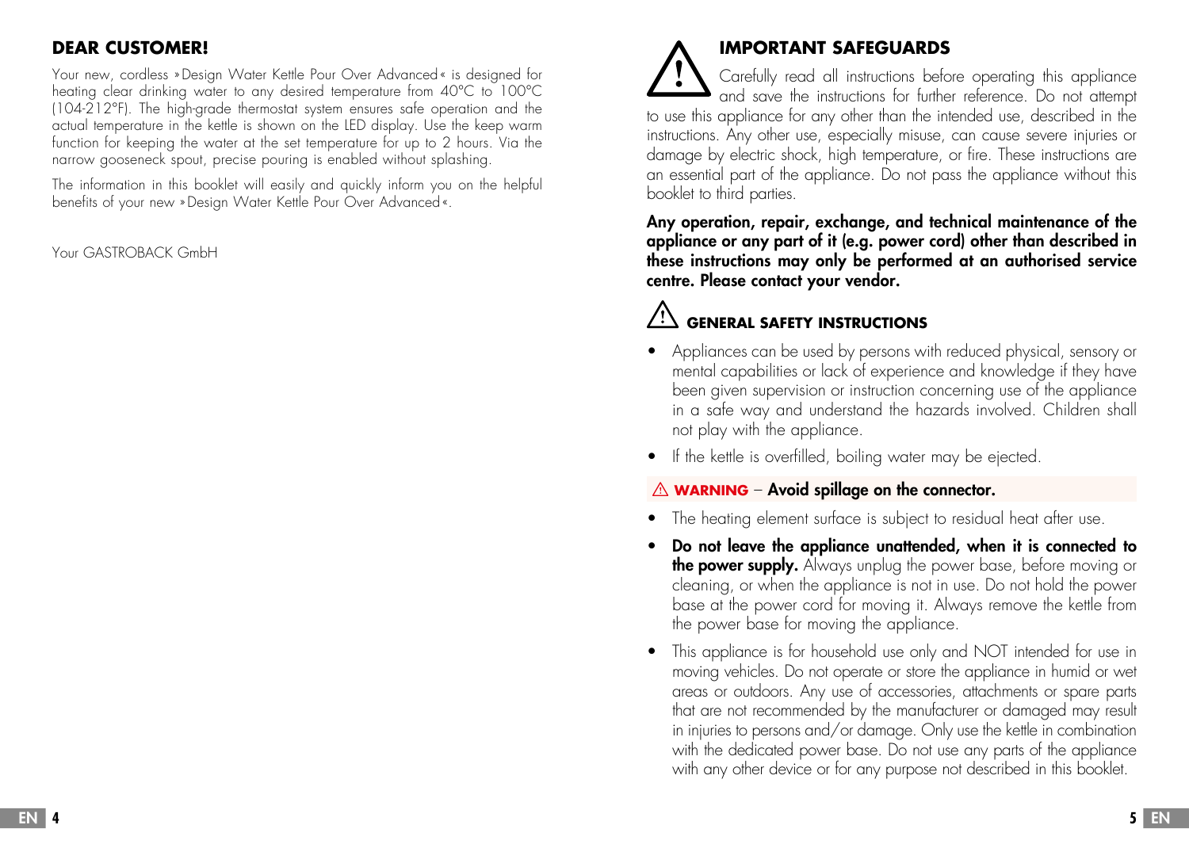## DEAR CUSTOMER!

Your new, cordless »Design Water Kettle Pour Over Advanced« is designed for heating clear drinking water to any desired temperature from 40°C to 100°C (104-212°F). The high-grade thermostat system ensures safe operation and the actual temperature in the kettle is shown on the LED display. Use the keep warm function for keeping the water at the set temperature for up to 2 hours. Via the narrow gooseneck spout, precise pouring is enabled without splashing.

The information in this booklet will easily and quickly inform you on the helpful benefits of your new »Design Water Kettle Pour Over Advanced«.

Your GASTROBACK GmbH

## IMPORTANT SAFEGUARDS

Carefully read all instructions before operating this appliance and save the instructions for further reference. Do not attempt to use this appliance for any other than the intended use, described in the instructions. Any other use, especially misuse, can cause severe injuries or damage by electric shock, high temperature, or fire. These instructions are an essential part of the appliance. Do not pass the appliance without this booklet to third parties.

**Any operation, repair, exchange, and technical maintenance of the appliance or any part of it (e.g. power cord) other than described in these instructions may only be performed at an authorised service centre. Please contact your vendor.**

### GENERAL SAFETY INSTRUCTIONS

- Appliances can be used by persons with reduced physical, sensory or mental capabilities or lack of experience and knowledge if they have been given supervision or instruction concerning use of the appliance in a safe way and understand the hazards involved. Children shall not play with the appliance.
- If the kettle is overfilled, boiling water may be ejected.

⚠ **WARNING – Avoid spillage on the connector.**

- The heating element surface is subject to residual heat after use.
- **Do not leave the appliance unattended, when it is connected to the power supply.** Always unplug the power base, before moving or cleaning, or when the appliance is not in use. Do not hold the power base at the power cord for moving it. Always remove the kettle from the power base for moving the appliance.
- This appliance is for household use only and NOT intended for use in moving vehicles. Do not operate or store the appliance in humid or wet areas or outdoors. Any use of accessories, attachments or spare parts that are not recommended by the manufacturer or damaged may result in injuries to persons and/or damage. Only use the kettle in combination with the dedicated power base. Do not use any parts of the appliance with any other device or for any purpose not described in this booklet.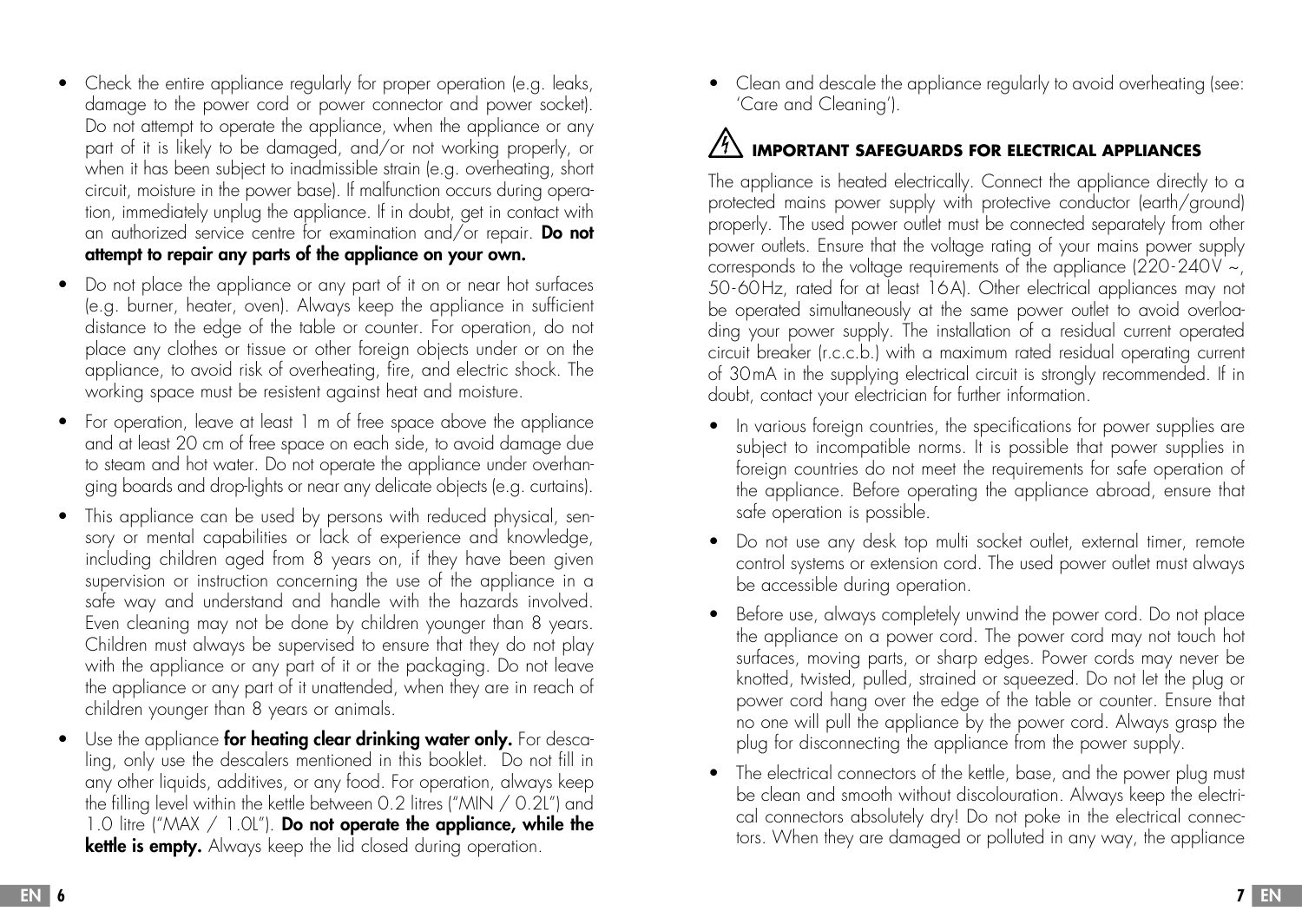- Check the entire appliance regularly for proper operation (e.g. leaks, damage to the power cord or power connector and power socket). Do not attempt to operate the appliance, when the appliance or any part of it is likely to be damaged, and/or not working properly, or when it has been subject to inadmissible strain (e.g. overheating, short circuit, moisture in the power base). If malfunction occurs during operation, immediately unplug the appliance. If in doubt, get in contact with an authorized service centre for examination and/or repair. **Do not attempt to repair any parts of the appliance on your own.**
- Do not place the appliance or any part of it on or near hot surfaces (e.g. burner, heater, oven). Always keep the appliance in sufficient distance to the edge of the table or counter. For operation, do not place any clothes or tissue or other foreign objects under or on the appliance, to avoid risk of overheating, fire, and electric shock. The working space must be resistent against heat and moisture.
- For operation, leave at least 1 m of free space above the appliance and at least 20 cm of free space on each side, to avoid damage due to steam and hot water. Do not operate the appliance under overhanging boards and drop-lights or near any delicate objects (e.g. curtains).
- This appliance can be used by persons with reduced physical, sensory or mental capabilities or lack of experience and knowledge, including children aged from 8 years on, if they have been given supervision or instruction concerning the use of the appliance in a safe way and understand and handle with the hazards involved. Even cleaning may not be done by children younger than 8 years. Children must always be supervised to ensure that they do not play with the appliance or any part of it or the packaging. Do not leave the appliance or any part of it unattended, when they are in reach of children younger than 8 years or animals.
- Use the appliance **for heating clear drinking water only.** For descaling, only use the descalers mentioned in this booklet. Do not fill in any other liquids, additives, or any food. For operation, always keep the filling level within the kettle between 0.2 litres ("MIN / 0.2L") and 1.0 litre ("MAX / 1.0L"). **Do not operate the appliance, while the kettle is empty.** Always keep the lid closed during operation.
- Clean and descale the appliance regularly to avoid overheating (see: 'Care and Cleaning').

## IMPORTANT SAFEGUARDS FOR ELECTRICAL APPLIANCES

The appliance is heated electrically. Connect the appliance directly to a protected mains power supply with protective conductor (earth/ground) properly. The used power outlet must be connected separately from other power outlets. Ensure that the voltage rating of your mains power supply corresponds to the voltage requirements of the appliance (220-240V ~, 50-60Hz, rated for at least 16A). Other electrical appliances may not be operated simultaneously at the same power outlet to avoid overloading your power supply. The installation of a residual current operated circuit breaker (r.c.c.b.) with a maximum rated residual operating current of 30mA in the supplying electrical circuit is strongly recommended. If in doubt, contact your electrician for further information.

- In various foreign countries, the specifications for power supplies are subject to incompatible norms. It is possible that power supplies in foreign countries do not meet the requirements for safe operation of the appliance. Before operating the appliance abroad, ensure that safe operation is possible.
- Do not use any desk top multi socket outlet, external timer, remote control systems or extension cord. The used power outlet must always be accessible during operation.
- Before use, always completely unwind the power cord. Do not place the appliance on a power cord. The power cord may not touch hot surfaces, moving parts, or sharp edges. Power cords may never be knotted, twisted, pulled, strained or squeezed. Do not let the plug or power cord hang over the edge of the table or counter. Ensure that no one will pull the appliance by the power cord. Always grasp the plug for disconnecting the appliance from the power supply.
- The electrical connectors of the kettle, base, and the power plug must be clean and smooth without discolouration. Always keep the electrical connectors absolutely dry! Do not poke in the electrical connectors. When they are damaged or polluted in any way, the appliance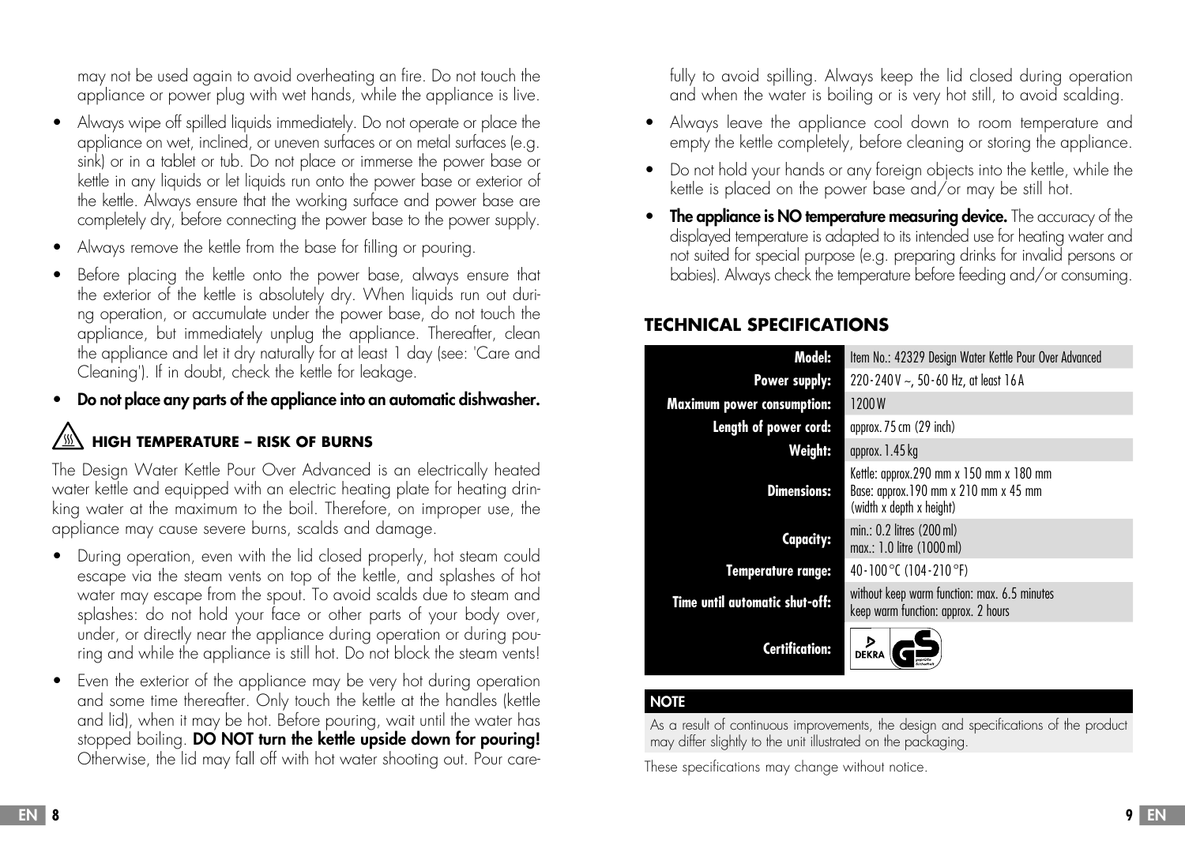may not be used again to avoid overheating an fire. Do not touch the appliance or power plug with wet hands, while the appliance is live.

- Always wipe off spilled liquids immediately. Do not operate or place the appliance on wet, inclined, or uneven surfaces or on metal surfaces (e.g. sink) or in a tablet or tub. Do not place or immerse the power base or kettle in any liquids or let liquids run onto the power base or exterior of the kettle. Always ensure that the working surface and power base are completely dry, before connecting the power base to the power supply.
- Always remove the kettle from the base for filling or pouring.
- Before placing the kettle onto the power base, always ensure that the exterior of the kettle is absolutely dry. When liquids run out during operation, or accumulate under the power base, do not touch the appliance, but immediately unplug the appliance. Thereafter, clean the appliance and let it dry naturally for at least 1 day (see: 'Care and Cleaning'). If in doubt, check the kettle for leakage.
- **Do not place any parts of the appliance into an automatic dishwasher.**

### HIGH TEMPERATURE – RISK OF BURNS

The Design Water Kettle Pour Over Advanced is an electrically heated water kettle and equipped with an electric heating plate for heating drinking water at the maximum to the boil. Therefore, on improper use, the appliance may cause severe burns, scalds and damage.

- During operation, even with the lid closed properly, hot steam could escape via the steam vents on top of the kettle, and splashes of hot water may escape from the spout. To avoid scalds due to steam and splashes: do not hold your face or other parts of your body over, under, or directly near the appliance during operation or during pouring and while the appliance is still hot. Do not block the steam vents!
- Even the exterior of the appliance may be very hot during operation and some time thereafter. Only touch the kettle at the handles (kettle and lid), when it may be hot. Before pouring, wait until the water has stopped boiling. **DO NOT turn the kettle upside down for pouring!** Otherwise, the lid may fall off with hot water shooting out. Pour carefully to avoid spilling. Always keep the lid closed during operation and when the water is boiling or is very hot still, to avoid scalding.
- Always leave the appliance cool down to room temperature and empty the kettle completely, before cleaning or storing the appliance.
- Do not hold your hands or any foreign objects into the kettle, while the kettle is placed on the power base and/or may be still hot.
- **The appliance is NO temperature measuring device.** The accuracy of the displayed temperature is adapted to its intended use for heating water and not suited for special purpose (e.g. preparing drinks for invalid persons or babies). Always check the temperature before feeding and/or consuming.

## TECHNICAL SPECIFICATIONS

| | |
|---|---|
| **Model:** | Item No.: 42329 Design Water Kettle Pour Over Advanced |
| **Power supply:** | 220-240 V ~, 50-60 Hz, at least 16 A |
| **Maximum power consumption:** | 1200 W |
| **Length of power cord:** | approx. 75 cm (29 inch) |
| **Weight:** | approx. 1.45 kg |
| **Dimensions:** | Kettle: approx.290 mm x 150 mm x 180 mm<br>Base: approx.190 mm x 210 mm x 45 mm<br>(width x depth x height) |
| **Capacity:** | min.: 0.2 litres (200 ml)<br>max.: 1.0 litre (1000 ml) |
| **Temperature range:** | 40-100 °C (104-210 °F) |
| **Time until automatic shut-off:** | without keep warm function: max. 6.5 minutes<br>keep warm function: approx. 2 hours |
| **Certification:** | DEKRA GS |

**NOTE**

As a result of continuous improvements, the design and specifications of the product may differ slightly to the unit illustrated on the packaging.

These specifications may change without notice.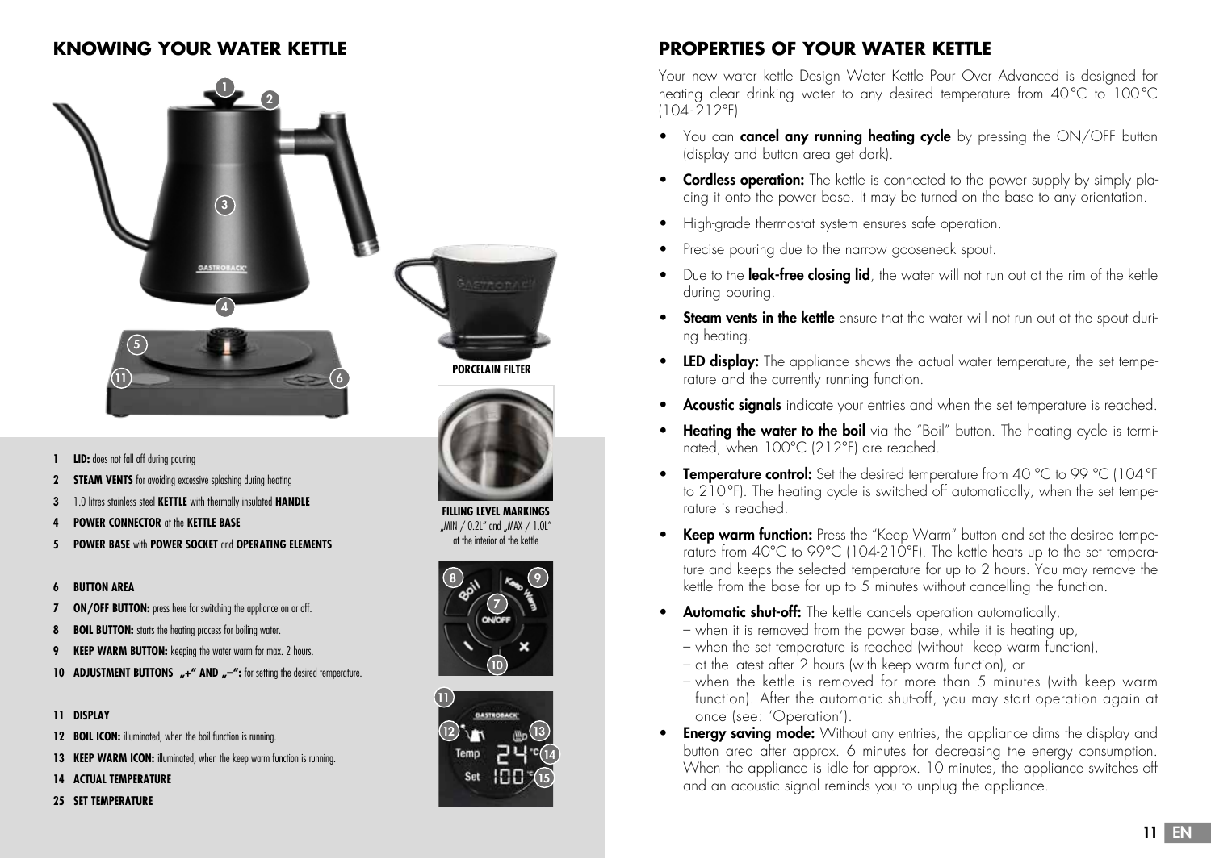## KNOWING YOUR WATER KETTLE

1 **LID:** does not fall off during pouring
2 **STEAM VENTS** for avoiding excessive splashing during heating
3 1.0 litres stainless steel **KETTLE** with thermally insulated **HANDLE**
4 **POWER CONNECTOR** at the **KETTLE BASE**
5 **POWER BASE** with **POWER SOCKET** and **OPERATING ELEMENTS**

6 **BUTTON AREA**
7 **ON/OFF BUTTON:** press here for switching the appliance on or off.
8 **BOIL BUTTON:** starts the heating process for boiling water.
9 **KEEP WARM BUTTON:** keeping the water warm for max. 2 hours.
10 **ADJUSTMENT BUTTONS „+" AND „–":** for setting the desired temperature.

11 **DISPLAY**
12 **BOIL ICON:** illuminated, when the boil function is running.
13 **KEEP WARM ICON:** illuminated, when the keep warm function is running.
14 **ACTUAL TEMPERATURE**
25 **SET TEMPERATURE**

**PORCELAIN FILTER**

**FILLING LEVEL MARKINGS**
„MIN / 0.2L" and „MAX / 1.0L" at the interior of the kettle

## PROPERTIES OF YOUR WATER KETTLE

Your new water kettle Design Water Kettle Pour Over Advanced is designed for heating clear drinking water to any desired temperature from 40°C to 100°C (104-212°F).

- You can **cancel any running heating cycle** by pressing the ON/OFF button (display and button area get dark).
- **Cordless operation:** The kettle is connected to the power supply by simply placing it onto the power base. It may be turned on the base to any orientation.
- High-grade thermostat system ensures safe operation.
- Precise pouring due to the narrow gooseneck spout.
- Due to the **leak-free closing lid**, the water will not run out at the rim of the kettle during pouring.
- **Steam vents in the kettle** ensure that the water will not run out at the spout during heating.
- **LED display:** The appliance shows the actual water temperature, the set temperature and the currently running function.
- **Acoustic signals** indicate your entries and when the set temperature is reached.
- **Heating the water to the boil** via the "Boil" button. The heating cycle is terminated, when 100°C (212°F) are reached.
- **Temperature control:** Set the desired temperature from 40 °C to 99 °C (104°F to 210°F). The heating cycle is switched off automatically, when the set temperature is reached.
- **Keep warm function:** Press the "Keep Warm" button and set the desired temperature from 40°C to 99°C (104-210°F). The kettle heats up to the set temperature and keeps the selected temperature for up to 2 hours. You may remove the kettle from the base for up to 5 minutes without cancelling the function.
- **Automatic shut-off:** The kettle cancels operation automatically,
  – when it is removed from the power base, while it is heating up,
  – when the set temperature is reached (without keep warm function),
  – at the latest after 2 hours (with keep warm function), or
  – when the kettle is removed for more than 5 minutes (with keep warm function). After the automatic shut-off, you may start operation again at once (see: 'Operation').
- **Energy saving mode:** Without any entries, the appliance dims the display and button area after approx. 6 minutes for decreasing the energy consumption. When the appliance is idle for approx. 10 minutes, the appliance switches off and an acoustic signal reminds you to unplug the appliance.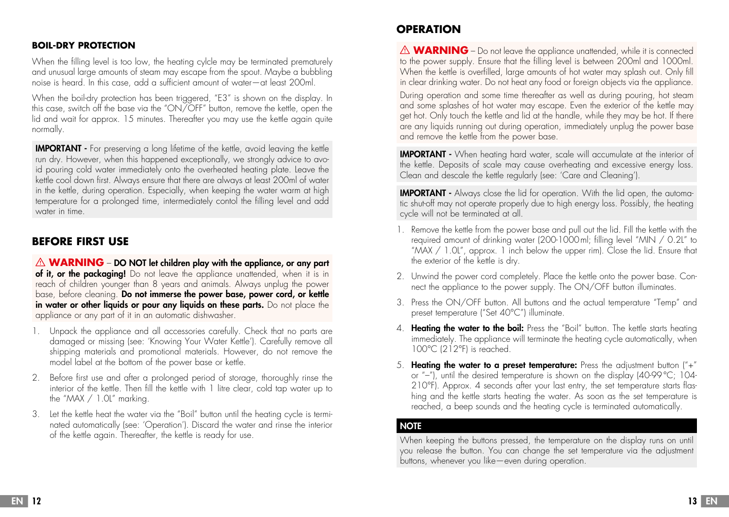## BOIL-DRY PROTECTION

When the filling level is too low, the heating cylcle may be terminated prematurely and unusual large amounts of steam may escape from the spout. Maybe a bubbling noise is heard. In this case, add a sufficient amount of water—at least 200ml.

When the boil-dry protection has been triggered, "E3" is shown on the display. In this case, switch off the base via the "ON/OFF" button, remove the kettle, open the lid and wait for approx. 15 minutes. Thereafter you may use the kettle again quite normally.

**IMPORTANT -** For preserving a long lifetime of the kettle, avoid leaving the kettle run dry. However, when this happened exceptionally, we strongly advice to avoid pouring cold water immediately onto the overheated heating plate. Leave the kettle cool down first. Always ensure that there are always at least 200ml of water in the kettle, during operation. Especially, when keeping the water warm at high temperature for a prolonged time, intermediately contol the filling level and add water in time.

## BEFORE FIRST USE

⚠ **WARNING** – **DO NOT let children play with the appliance, or any part of it, or the packaging!** Do not leave the appliance unattended, when it is in reach of children younger than 8 years and animals. Always unplug the power base, before cleaning. **Do not immerse the power base, power cord, or kettle in water or other liquids or pour any liquids on these parts.** Do not place the appliance or any part of it in an automatic dishwasher.

1. Unpack the appliance and all accessories carefully. Check that no parts are damaged or missing (see: 'Knowing Your Water Kettle'). Carefully remove all shipping materials and promotional materials. However, do not remove the model label at the bottom of the power base or kettle.
2. Before first use and after a prolonged period of storage, thoroughly rinse the interior of the kettle. Then fill the kettle with 1 litre clear, cold tap water up to the "MAX / 1.0L" marking.
3. Let the kettle heat the water via the "Boil" button until the heating cycle is terminated automatically (see: 'Operation'). Discard the water and rinse the interior of the kettle again. Thereafter, the kettle is ready for use.

## OPERATION

⚠ **WARNING** – Do not leave the appliance unattended, while it is connected to the power supply. Ensure that the filling level is between 200ml and 1000ml. When the kettle is overfilled, large amounts of hot water may splash out. Only fill in clear drinking water. Do not heat any food or foreign objects via the appliance.

During operation and some time thereafter as well as during pouring, hot steam and some splashes of hot water may escape. Even the exterior of the kettle may get hot. Only touch the kettle and lid at the handle, while they may be hot. If there are any liquids running out during operation, immediately unplug the power base and remove the kettle from the power base.

**IMPORTANT -** When heating hard water, scale will accumulate at the interior of the kettle. Deposits of scale may cause overheating and excessive energy loss. Clean and descale the kettle regularly (see: 'Care and Cleaning').

**IMPORTANT -** Always close the lid for operation. With the lid open, the automatic shut-off may not operate properly due to high energy loss. Possibly, the heating cycle will not be terminated at all.

1. Remove the kettle from the power base and pull out the lid. Fill the kettle with the required amount of drinking water (200-1000 ml; filling level "MIN / 0.2L" to "MAX / 1.0L", approx. 1 inch below the upper rim). Close the lid. Ensure that the exterior of the kettle is dry.
2. Unwind the power cord completely. Place the kettle onto the power base. Connect the appliance to the power supply. The ON/OFF button illuminates.
3. Press the ON/OFF button. All buttons and the actual temperature "Temp" and preset temperature ("Set 40°C") illuminate.
4. **Heating the water to the boil:** Press the "Boil" button. The kettle starts heating immediately. The appliance will terminate the heating cycle automatically, when 100°C (212°F) is reached.
5. **Heating the water to a preset temperature:** Press the adjustment button ("+" or "–"), until the desired temperature is shown on the display (40-99 °C; 104-210°F). Approx. 4 seconds after your last entry, the set temperature starts flashing and the kettle starts heating the water. As soon as the set temperature is reached, a beep sounds and the heating cycle is terminated automatically.

**NOTE**

When keeping the buttons pressed, the temperature on the display runs on until you release the button. You can change the set temperature via the adjustment buttons, whenever you like—even during operation.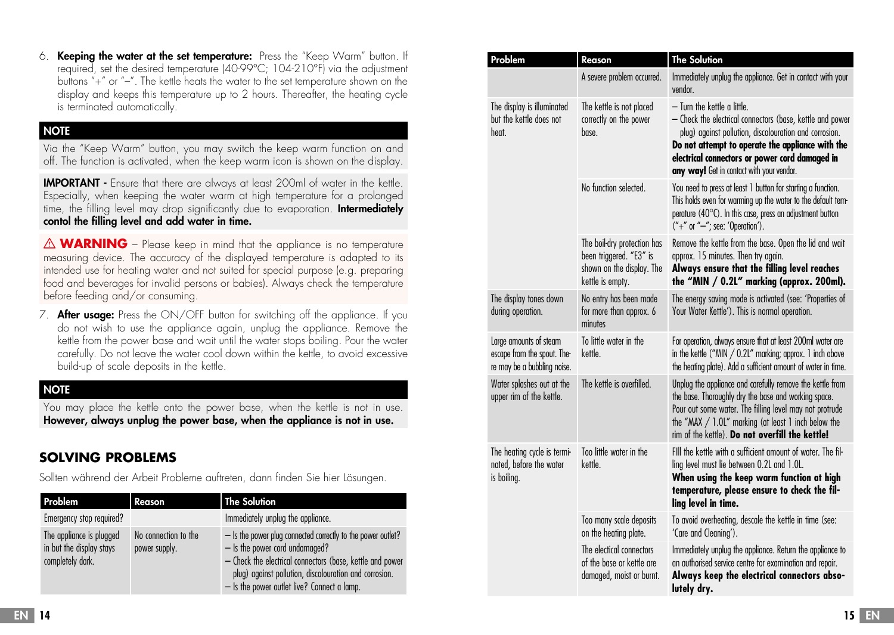6. **Keeping the water at the set temperature:** Press the "Keep Warm" button. If required, set the desired temperature (40-99°C; 104-210°F) via the adjustment buttons "+" or "–". The kettle heats the water to the set temperature shown on the display and keeps this temperature up to 2 hours. Thereafter, the heating cycle is terminated automatically.

**NOTE**

Via the "Keep Warm" button, you may switch the keep warm function on and off. The function is activated, when the keep warm icon is shown on the display.

**IMPORTANT -** Ensure that there are always at least 200ml of water in the kettle. Especially, when keeping the water warm at high temperature for a prolonged time, the filling level may drop significantly due to evaporation. **Intermediately contol the filling level and add water in time.**

⚠ **WARNING** – Please keep in mind that the appliance is no temperature measuring device. The accuracy of the displayed temperature is adapted to its intended use for heating water and not suited for special purpose (e.g. preparing food and beverages for invalid persons or babies). Always check the temperature before feeding and/or consuming.

7. **After usage:** Press the ON/OFF button for switching off the appliance. If you do not wish to use the appliance again, unplug the appliance. Remove the kettle from the power base and wait until the water stops boiling. Pour the water carefully. Do not leave the water cool down within the kettle, to avoid excessive build-up of scale deposits in the kettle.

**NOTE**

You may place the kettle onto the power base, when the kettle is not in use. **However, always unplug the power base, when the appliance is not in use.**

## SOLVING PROBLEMS

Sollten während der Arbeit Probleme auftreten, dann finden Sie hier Lösungen.

| Problem | Reason | The Solution |
|---|---|---|
| Emergency stop required? | | Immediately unplug the appliance. |
| The appliance is plugged in but the display stays completely dark. | No connection to the power supply. | – Is the power plug connected correctly to the power outlet?<br>– Is the power cord undamaged?<br>– Check the electrical connectors (base, kettle and power plug) against pollution, discolouration and corrosion.<br>– Is the power outlet live? Connect a lamp. |
| | A severe problem occurred. | Immediately unplug the appliance. Get in contact with your vendor. |
| The display is illuminated but the kettle does not heat. | The kettle is not placed correctly on the power base. | – Turn the kettle a little.<br>– Check the electrical connectors (base, kettle and power plug) against pollution, discolouration and corrosion.<br>**Do not attempt to operate the appliance with the electrical connectors or power cord damaged in any way!** Get in contact with your vendor. |
| | No function selected. | You need to press at least 1 button for starting a function. This holds even for warming up the water to the default temperature (40°C). In this case, press an adjustment button ("+" or "–"; see: 'Operation'). |
| | The boil-dry protection has been triggered. "E3" is shown on the display. The kettle is empty. | Remove the kettle from the base. Open the lid and wait approx. 15 minutes. Then try again.<br>**Always ensure that the filling level reaches the "MIN / 0.2L" marking (approx. 200ml).** |
| The display tones down during operation. | No entry has been made for more than approx. 6 minutes | The energy saving mode is activated (see: 'Properties of Your Water Kettle'). This is normal operation. |
| Large amounts of steam escape from the spout. There may be a bubbling noise. | To little water in the kettle. | For operation, always ensure that at least 200ml water are in the kettle ("MIN / 0.2L" marking; approx. 1 inch above the heating plate). Add a sufficient amount of water in time. |
| Water splashes out at the upper rim of the kettle. | The kettle is overfilled. | Unplug the appliance and carefully remove the kettle from the base. Thoroughly dry the base and working space. Pour out some water. The filling level may not protrude the "MAX / 1.0L" marking (at least 1 inch below the rim of the kettle). **Do not overfill the kettle!** |
| The heating cycle is terminated, before the water is boiling. | Too little water in the kettle. | Fill the kettle with a sufficient amount of water. The filling level must lie between 0.2L and 1.0L.<br>**When using the keep warm function at high temperature, please ensure to check the filling level in time.** |
| | Too many scale deposits on the heating plate. | To avoid overheating, descale the kettle in time (see: 'Care and Cleaning'). |
| | The electical connectors of the base or kettle are damaged, moist or burnt. | Immediately unplug the appliance. Return the appliance to an authorised service centre for examination and repair.<br>**Always keep the electrical connectors absolutely dry.** |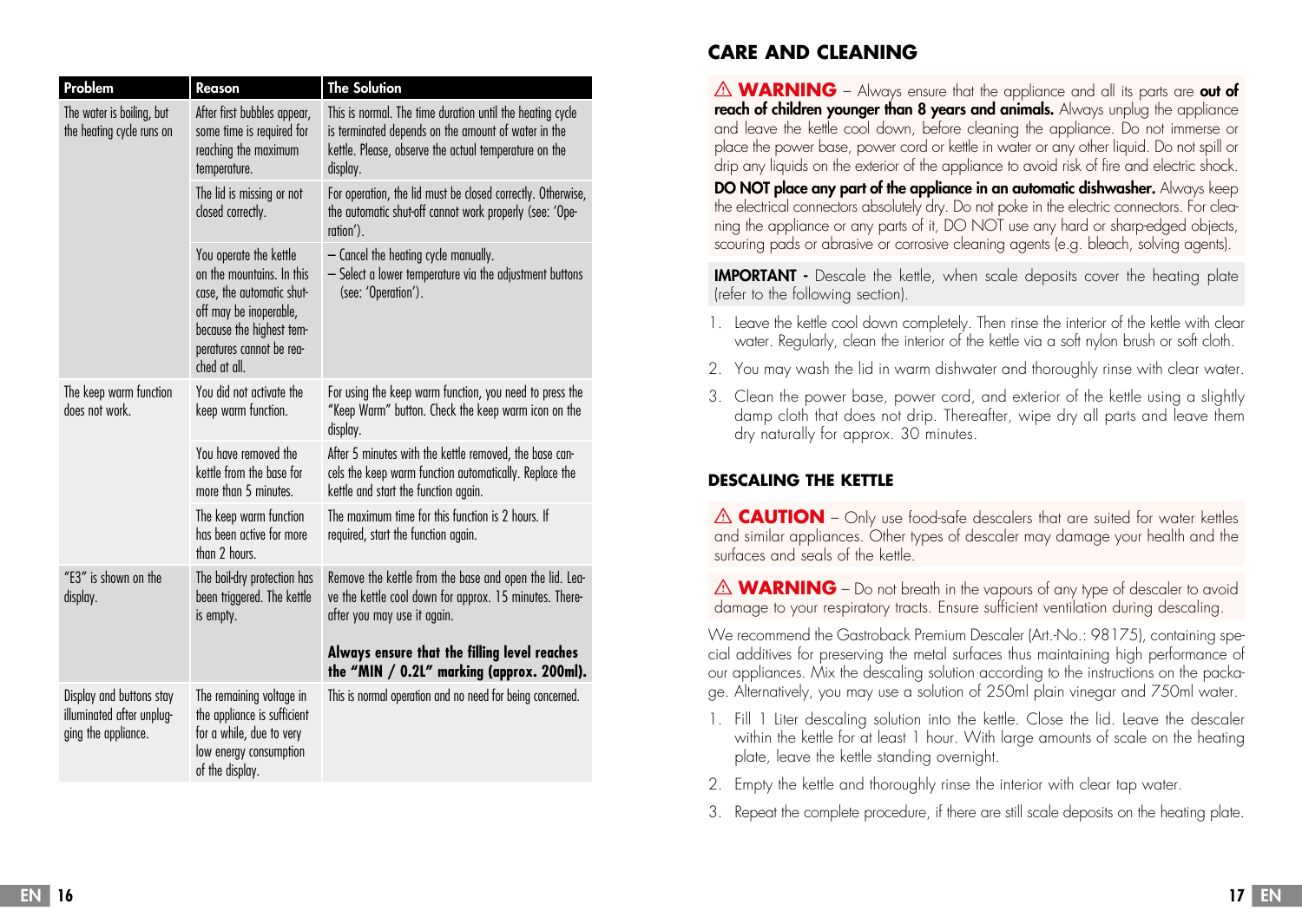| Problem | Reason | The Solution |
|---|---|---|
| The water is boiling, but the heating cycle runs on | After first bubbles appear, some time is required for reaching the maximum temperature. | This is normal. The time duration until the heating cycle is terminated depends on the amount of water in the kettle. Please, observe the actual temperature on the display. |
| | The lid is missing or not closed correctly. | For operation, the lid must be closed correctly. Otherwise, the automatic shut-off cannot work properly (see: 'Operation'). |
| | You operate the kettle on the mountains. In this case, the automatic shut-off may be inoperable, because the highest temperatures cannot be reached at all. | – Cancel the heating cycle manually.<br>– Select a lower temperature via the adjustment buttons (see: 'Operation'). |
| The keep warm function does not work. | You did not activate the keep warm function. | For using the keep warm function, you need to press the "Keep Warm" button. Check the keep warm icon on the display. |
| | You have removed the kettle from the base for more than 5 minutes. | After 5 minutes with the kettle removed, the base cancels the keep warm function automatically. Replace the kettle and start the function again. |
| | The keep warm function has been active for more than 2 hours. | The maximum time for this function is 2 hours. If required, start the function again. |
| "E3" is shown on the display. | The boil-dry protection has been triggered. The kettle is empty. | Remove the kettle from the base and open the lid. Leave the kettle cool down for approx. 15 minutes. Thereafter you may use it again.<br><br>**Always ensure that the filling level reaches the "MIN / 0.2L" marking (approx. 200ml).** |
| Display and buttons stay illuminated after unplugging the appliance. | The remaining voltage in the appliance is sufficient for a while, due to very low energy consumption of the display. | This is normal operation and no need for being concerned. |

## CARE AND CLEANING

⚠ **WARNING** – Always ensure that the appliance and all its parts are **out of reach of children younger than 8 years and animals.** Always unplug the appliance and leave the kettle cool down, before cleaning the appliance. Do not immerse or place the power base, power cord or kettle in water or any other liquid. Do not spill or drip any liquids on the exterior of the appliance to avoid risk of fire and electric shock.

**DO NOT place any part of the appliance in an automatic dishwasher.** Always keep the electrical connectors absolutely dry. Do not poke in the electric connectors. For cleaning the appliance or any parts of it, DO NOT use any hard or sharp-edged objects, scouring pads or abrasive or corrosive cleaning agents (e.g. bleach, solving agents).

**IMPORTANT -** Descale the kettle, when scale deposits cover the heating plate (refer to the following section).

1. Leave the kettle cool down completely. Then rinse the interior of the kettle with clear water. Regularly, clean the interior of the kettle via a soft nylon brush or soft cloth.
2. You may wash the lid in warm dishwater and thoroughly rinse with clear water.
3. Clean the power base, power cord, and exterior of the kettle using a slightly damp cloth that does not drip. Thereafter, wipe dry all parts and leave them dry naturally for approx. 30 minutes.

### DESCALING THE KETTLE

⚠ **CAUTION** – Only use food-safe descalers that are suited for water kettles and similar appliances. Other types of descaler may damage your health and the surfaces and seals of the kettle.

⚠ **WARNING** – Do not breath in the vapours of any type of descaler to avoid damage to your respiratory tracts. Ensure sufficient ventilation during descaling.

We recommend the Gastroback Premium Descaler (Art.-No.: 98175), containing special additives for preserving the metal surfaces thus maintaining high performance of our appliances. Mix the descaling solution according to the instructions on the package. Alternatively, you may use a solution of 250ml plain vinegar and 750ml water.

1. Fill 1 Liter descaling solution into the kettle. Close the lid. Leave the descaler within the kettle for at least 1 hour. With large amounts of scale on the heating plate, leave the kettle standing overnight.
2. Empty the kettle and thoroughly rinse the interior with clear tap water.
3. Repeat the complete procedure, if there are still scale deposits on the heating plate.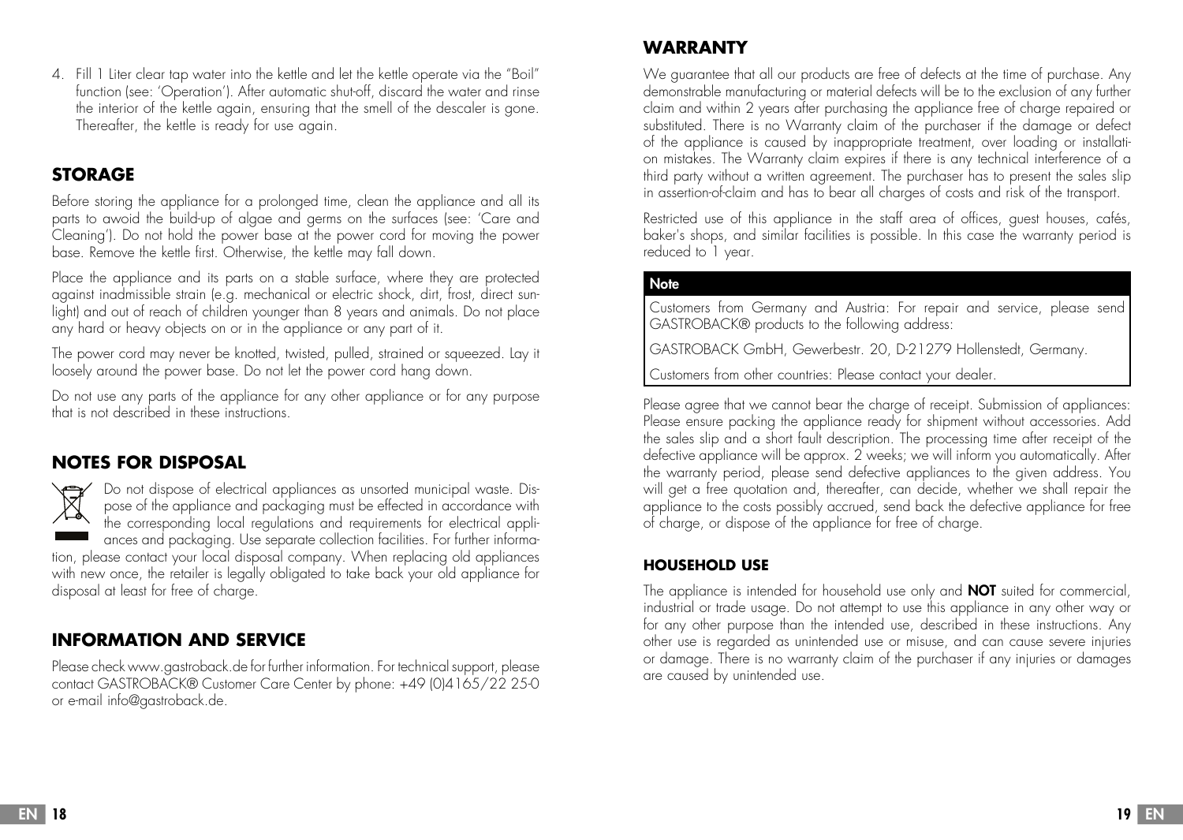4. Fill 1 Liter clear tap water into the kettle and let the kettle operate via the "Boil" function (see: 'Operation'). After automatic shut-off, discard the water and rinse the interior of the kettle again, ensuring that the smell of the descaler is gone. Thereafter, the kettle is ready for use again.

## STORAGE

Before storing the appliance for a prolonged time, clean the appliance and all its parts to awoid the build-up of algae and germs on the surfaces (see: 'Care and Cleaning'). Do not hold the power base at the power cord for moving the power base. Remove the kettle first. Otherwise, the kettle may fall down.

Place the appliance and its parts on a stable surface, where they are protected against inadmissible strain (e.g. mechanical or electric shock, dirt, frost, direct sunlight) and out of reach of children younger than 8 years and animals. Do not place any hard or heavy objects on or in the appliance or any part of it.

The power cord may never be knotted, twisted, pulled, strained or squeezed. Lay it loosely around the power base. Do not let the power cord hang down.

Do not use any parts of the appliance for any other appliance or for any purpose that is not described in these instructions.

## NOTES FOR DISPOSAL

Do not dispose of electrical appliances as unsorted municipal waste. Dispose of the appliance and packaging must be effected in accordance with the corresponding local regulations and requirements for electrical appliances and packaging. Use separate collection facilities. For further information, please contact your local disposal company. When replacing old appliances with new once, the retailer is legally obligated to take back your old appliance for disposal at least for free of charge.

## INFORMATION AND SERVICE

Please check www.gastroback.de for further information. For technical support, please contact GASTROBACK® Customer Care Center by phone: +49 (0)4165/22 25-0 or e-mail info@gastroback.de.

## WARRANTY

We guarantee that all our products are free of defects at the time of purchase. Any demonstrable manufacturing or material defects will be to the exclusion of any further claim and within 2 years after purchasing the appliance free of charge repaired or substituted. There is no Warranty claim of the purchaser if the damage or defect of the appliance is caused by inappropriate treatment, over loading or installation mistakes. The Warranty claim expires if there is any technical interference of a third party without a written agreement. The purchaser has to present the sales slip in assertion-of-claim and has to bear all charges of costs and risk of the transport.

Restricted use of this appliance in the staff area of offices, guest houses, cafés, baker's shops, and similar facilities is possible. In this case the warranty period is reduced to 1 year.

**Note**

Customers from Germany and Austria: For repair and service, please send GASTROBACK® products to the following address:

GASTROBACK GmbH, Gewerbestr. 20, D-21279 Hollenstedt, Germany.

Customers from other countries: Please contact your dealer.

Please agree that we cannot bear the charge of receipt. Submission of appliances: Please ensure packing the appliance ready for shipment without accessories. Add the sales slip and a short fault description. The processing time after receipt of the defective appliance will be approx. 2 weeks; we will inform you automatically. After the warranty period, please send defective appliances to the given address. You will get a free quotation and, thereafter, can decide, whether we shall repair the appliance to the costs possibly accrued, send back the defective appliance for free of charge, or dispose of the appliance for free of charge.

### HOUSEHOLD USE

The appliance is intended for household use only and **NOT** suited for commercial, industrial or trade usage. Do not attempt to use this appliance in any other way or for any other purpose than the intended use, described in these instructions. Any other use is regarded as unintended use or misuse, and can cause severe injuries or damage. There is no warranty claim of the purchaser if any injuries or damages are caused by unintended use.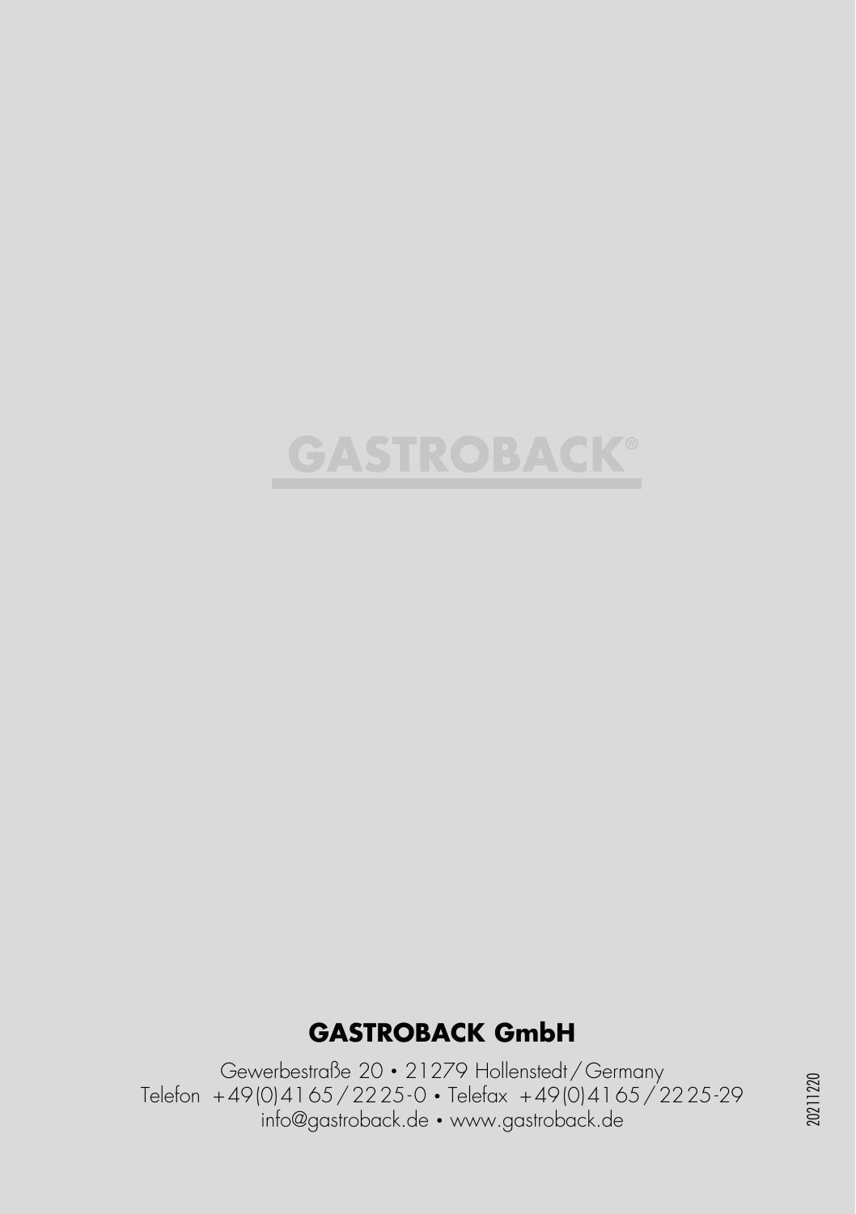GASTROBACK®

**GASTROBACK GmbH**

Gewerbestraße 20 • 21279 Hollenstedt / Germany
Telefon +49(0)4165/2225-0 • Telefax +49(0)4165/2225-29
info@gastroback.de • www.gastroback.de

20211220